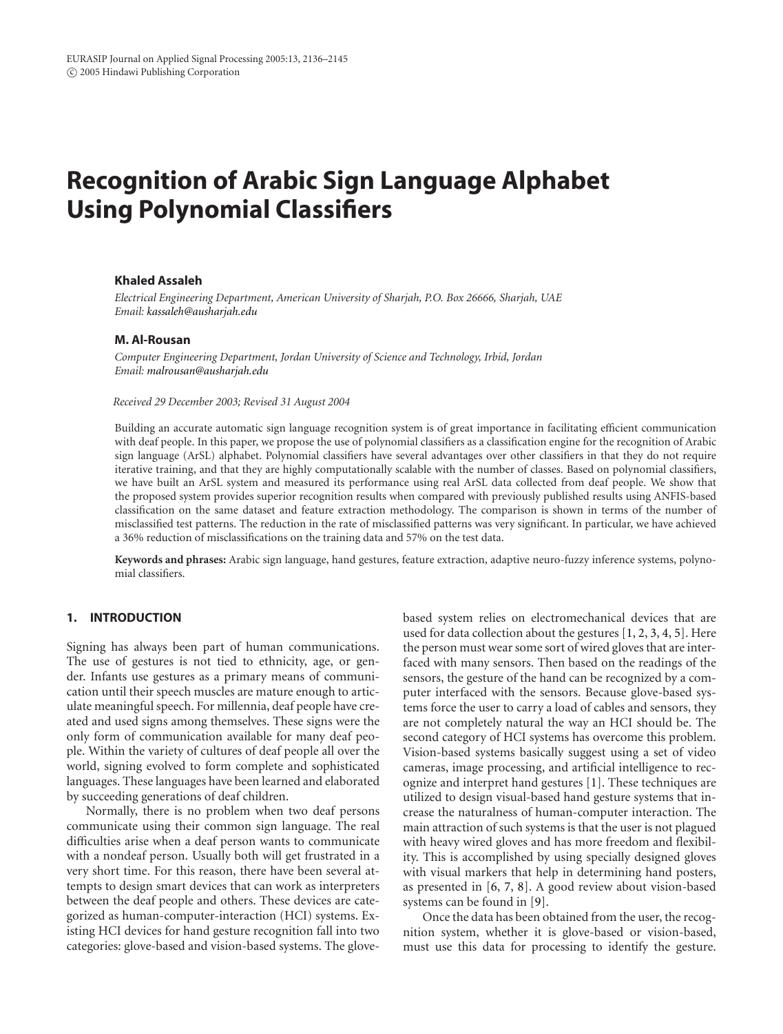# Recognition of Arabic Sign Language Alphabet Using Polynomial Classifiers

**Khaled Assaleh**

*Electrical Engineering Department, American University of Sharjah, P.O. Box 26666, Sharjah, UAE*
*Email: kassaleh@ausharjah.edu*

**M. Al-Rousan**

*Computer Engineering Department, Jordan University of Science and Technology, Irbid, Jordan*
*Email: malrousan@ausharjah.edu*

*Received 29 December 2003; Revised 31 August 2004*

Building an accurate automatic sign language recognition system is of great importance in facilitating efficient communication with deaf people. In this paper, we propose the use of polynomial classifiers as a classification engine for the recognition of Arabic sign language (ArSL) alphabet. Polynomial classifiers have several advantages over other classifiers in that they do not require iterative training, and that they are highly computationally scalable with the number of classes. Based on polynomial classifiers, we have built an ArSL system and measured its performance using real ArSL data collected from deaf people. We show that the proposed system provides superior recognition results when compared with previously published results using ANFIS-based classification on the same dataset and feature extraction methodology. The comparison is shown in terms of the number of misclassified test patterns. The reduction in the rate of misclassified patterns was very significant. In particular, we have achieved a 36% reduction of misclassifications on the training data and 57% on the test data.

**Keywords and phrases:** Arabic sign language, hand gestures, feature extraction, adaptive neuro-fuzzy inference systems, polynomial classifiers.

## 1. INTRODUCTION

Signing has always been part of human communications. The use of gestures is not tied to ethnicity, age, or gender. Infants use gestures as a primary means of communication until their speech muscles are mature enough to articulate meaningful speech. For millennia, deaf people have created and used signs among themselves. These signs were the only form of communication available for many deaf people. Within the variety of cultures of deaf people all over the world, signing evolved to form complete and sophisticated languages. These languages have been learned and elaborated by succeeding generations of deaf children.

Normally, there is no problem when two deaf persons communicate using their common sign language. The real difficulties arise when a deaf person wants to communicate with a nondeaf person. Usually both will get frustrated in a very short time. For this reason, there have been several attempts to design smart devices that can work as interpreters between the deaf people and others. These devices are categorized as human-computer-interaction (HCI) systems. Existing HCI devices for hand gesture recognition fall into two categories: glove-based and vision-based systems. The glove-based system relies on electromechanical devices that are used for data collection about the gestures [1, 2, 3, 4, 5]. Here the person must wear some sort of wired gloves that are interfaced with many sensors. Then based on the readings of the sensors, the gesture of the hand can be recognized by a computer interfaced with the sensors. Because glove-based systems force the user to carry a load of cables and sensors, they are not completely natural the way an HCI should be. The second category of HCI systems has overcome this problem. Vision-based systems basically suggest using a set of video cameras, image processing, and artificial intelligence to recognize and interpret hand gestures [1]. These techniques are utilized to design visual-based hand gesture systems that increase the naturalness of human-computer interaction. The main attraction of such systems is that the user is not plagued with heavy wired gloves and has more freedom and flexibility. This is accomplished by using specially designed gloves with visual markers that help in determining hand posters, as presented in [6, 7, 8]. A good review about vision-based systems can be found in [9].

Once the data has been obtained from the user, the recognition system, whether it is glove-based or vision-based, must use this data for processing to identify the gesture.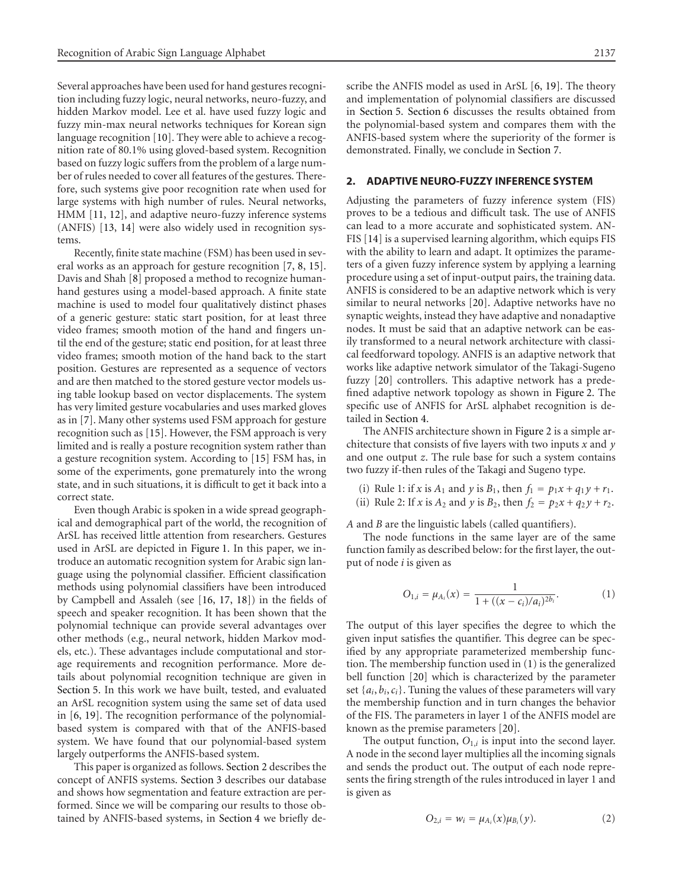Several approaches have been used for hand gestures recognition including fuzzy logic, neural networks, neuro-fuzzy, and hidden Markov model. Lee et al. have used fuzzy logic and fuzzy min-max neural networks techniques for Korean sign language recognition [10]. They were able to achieve a recognition rate of 80.1% using gloved-based system. Recognition based on fuzzy logic suffers from the problem of a large number of rules needed to cover all features of the gestures. Therefore, such systems give poor recognition rate when used for large systems with high number of rules. Neural networks, HMM [11, 12], and adaptive neuro-fuzzy inference systems (ANFIS) [13, 14] were also widely used in recognition systems.

Recently, finite state machine (FSM) has been used in several works as an approach for gesture recognition [7, 8, 15]. Davis and Shah [8] proposed a method to recognize human-hand gestures using a model-based approach. A finite state machine is used to model four qualitatively distinct phases of a generic gesture: static start position, for at least three video frames; smooth motion of the hand and fingers until the end of the gesture; static end position, for at least three video frames; smooth motion of the hand back to the start position. Gestures are represented as a sequence of vectors and are then matched to the stored gesture vector models using table lookup based on vector displacements. The system has very limited gesture vocabularies and uses marked gloves as in [7]. Many other systems used FSM approach for gesture recognition such as [15]. However, the FSM approach is very limited and is really a posture recognition system rather than a gesture recognition system. According to [15] FSM has, in some of the experiments, gone prematurely into the wrong state, and in such situations, it is difficult to get it back into a correct state.

Even though Arabic is spoken in a wide spread geographical and demographical part of the world, the recognition of ArSL has received little attention from researchers. Gestures used in ArSL are depicted in Figure 1. In this paper, we introduce an automatic recognition system for Arabic sign language using the polynomial classifier. Efficient classification methods using polynomial classifiers have been introduced by Campbell and Assaleh (see [16, 17, 18]) in the fields of speech and speaker recognition. It has been shown that the polynomial technique can provide several advantages over other methods (e.g., neural network, hidden Markov models, etc.). These advantages include computational and storage requirements and recognition performance. More details about polynomial recognition technique are given in Section 5. In this work we have built, tested, and evaluated an ArSL recognition system using the same set of data used in [6, 19]. The recognition performance of the polynomial-based system is compared with that of the ANFIS-based system. We have found that our polynomial-based system largely outperforms the ANFIS-based system.

This paper is organized as follows. Section 2 describes the concept of ANFIS systems. Section 3 describes our database and shows how segmentation and feature extraction are performed. Since we will be comparing our results to those obtained by ANFIS-based systems, in Section 4 we briefly describe the ANFIS model as used in ArSL [6, 19]. The theory and implementation of polynomial classifiers are discussed in Section 5. Section 6 discusses the results obtained from the polynomial-based system and compares them with the ANFIS-based system where the superiority of the former is demonstrated. Finally, we conclude in Section 7.

## 2. ADAPTIVE NEURO-FUZZY INFERENCE SYSTEM

Adjusting the parameters of fuzzy inference system (FIS) proves to be a tedious and difficult task. The use of ANFIS can lead to a more accurate and sophisticated system. ANFIS [14] is a supervised learning algorithm, which equips FIS with the ability to learn and adapt. It optimizes the parameters of a given fuzzy inference system by applying a learning procedure using a set of input-output pairs, the training data. ANFIS is considered to be an adaptive network which is very similar to neural networks [20]. Adaptive networks have no synaptic weights, instead they have adaptive and nonadaptive nodes. It must be said that an adaptive network can be easily transformed to a neural network architecture with classical feedforward topology. ANFIS is an adaptive network that works like adaptive network simulator of the Takagi-Sugeno fuzzy [20] controllers. This adaptive network has a predefined adaptive network topology as shown in Figure 2. The specific use of ANFIS for ArSL alphabet recognition is detailed in Section 4.

The ANFIS architecture shown in Figure 2 is a simple architecture that consists of five layers with two inputs $x$ and $y$ and one output $z$. The rule base for such a system contains two fuzzy if-then rules of the Takagi and Sugeno type.

(i) Rule 1: if $x$ is $A_1$ and $y$ is $B_1$, then $f_1 = p_1x + q_1y + r_1$.

(ii) Rule 2: If $x$ is $A_2$ and $y$ is $B_2$, then $f_2 = p_2x + q_2y + r_2$.

$A$ and $B$ are the linguistic labels (called quantifiers).

The node functions in the same layer are of the same function family as described below: for the first layer, the output of node $i$ is given as

$$O_{1,i} = \mu_{A_i}(x) = \frac{1}{1 + ((x - c_i)/a_i)^{2b_i}}. \tag{1}$$

The output of this layer specifies the degree to which the given input satisfies the quantifier. This degree can be specified by any appropriate parameterized membership function. The membership function used in (1) is the generalized bell function [20] which is characterized by the parameter set $\{a_i, b_i, c_i\}$. Tuning the values of these parameters will vary the membership function and in turn changes the behavior of the FIS. The parameters in layer 1 of the ANFIS model are known as the premise parameters [20].

The output function, $O_{1,i}$ is input into the second layer. A node in the second layer multiplies all the incoming signals and sends the product out. The output of each node represents the firing strength of the rules introduced in layer 1 and is given as

$$O_{2,i} = w_i = \mu_{A_i}(x)\mu_{B_i}(y). \tag{2}$$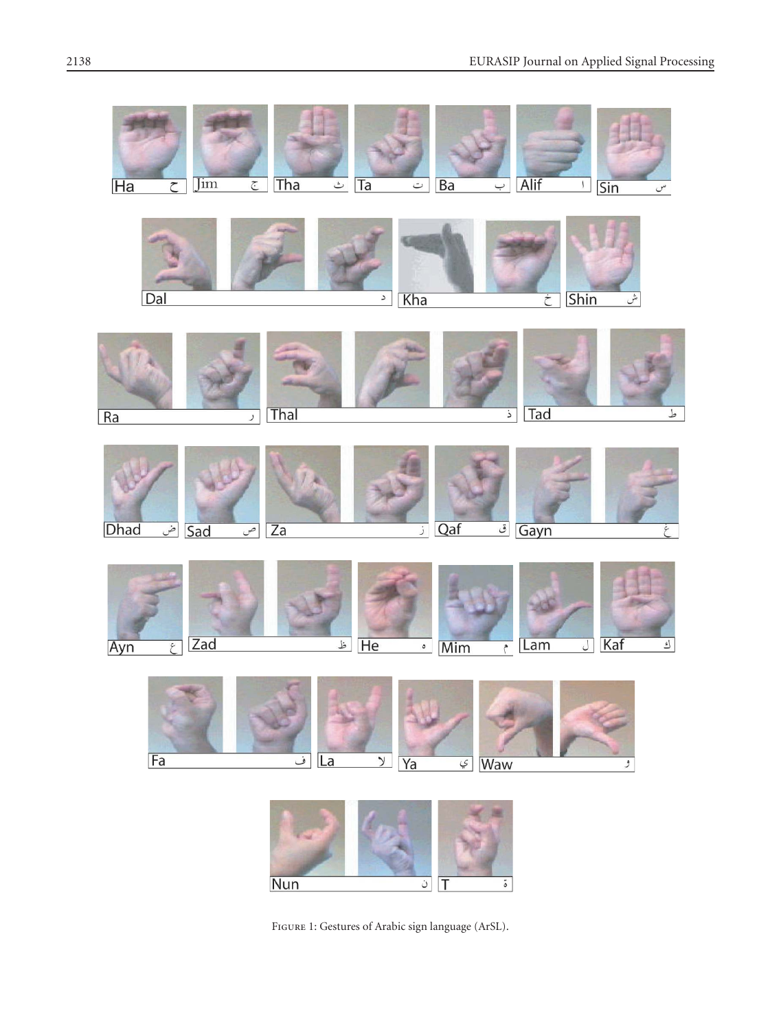FIGURE 1: Gestures of Arabic sign language (ArSL).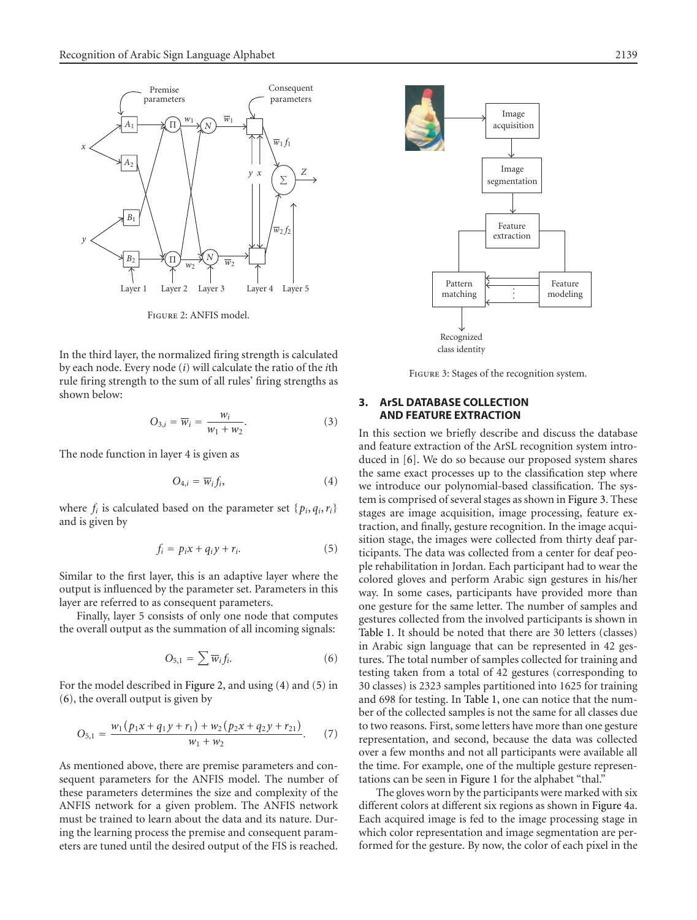Premise parameters

Consequent parameters

$x$

$y$

$A_1$

$A_2$

$B_1$

$B_2$

$\Pi$

$\Pi$

$w_1$

$w_2$

$N$

$N$

$\overline{w}_1$

$\overline{w}_2$

$\overline{w}_1 f_1$

$\overline{w}_2 f_2$

$y$ $x$

$\Sigma$

$Z$

Layer 1 Layer 2 Layer 3 Layer 4 Layer 5

Figure 2: ANFIS model.

In the third layer, the normalized firing strength is calculated by each node. Every node ($i$) will calculate the ratio of the $i$th rule firing strength to the sum of all rules' firing strengths as shown below:

$$O_{3,i} = \overline{w}_i = \frac{w_i}{w_1 + w_2}. \tag{3}$$

The node function in layer 4 is given as

$$O_{4,i} = \overline{w}_i f_i, \tag{4}$$

where $f_i$ is calculated based on the parameter set $\{p_i, q_i, r_i\}$ and is given by

$$f_i = p_i x + q_i y + r_i. \tag{5}$$

Similar to the first layer, this is an adaptive layer where the output is influenced by the parameter set. Parameters in this layer are referred to as consequent parameters.

Finally, layer 5 consists of only one node that computes the overall output as the summation of all incoming signals:

$$O_{5,1} = \sum \overline{w}_i f_i. \tag{6}$$

For the model described in Figure 2, and using (4) and (5) in (6), the overall output is given by

$$O_{5,1} = \frac{w_1(p_1 x + q_1 y + r_1) + w_2(p_2 x + q_2 y + r_{21})}{w_1 + w_2}. \tag{7}$$

As mentioned above, there are premise parameters and consequent parameters for the ANFIS model. The number of these parameters determines the size and complexity of the ANFIS network for a given problem. The ANFIS network must be trained to learn about the data and its nature. During the learning process the premise and consequent parameters are tuned until the desired output of the FIS is reached.

Image acquisition

Image segmentation

Feature extraction

Pattern matching

Feature modeling

Recognized class identity

Figure 3: Stages of the recognition system.

## 3. ArSL DATABASE COLLECTION AND FEATURE EXTRACTION

In this section we briefly describe and discuss the database and feature extraction of the ArSL recognition system introduced in [6]. We do so because our proposed system shares the same exact processes up to the classification step where we introduce our polynomial-based classification. The system is comprised of several stages as shown in Figure 3. These stages are image acquisition, image processing, feature extraction, and finally, gesture recognition. In the image acquisition stage, the images were collected from thirty deaf participants. The data was collected from a center for deaf people rehabilitation in Jordan. Each participant had to wear the colored gloves and perform Arabic sign gestures in his/her way. In some cases, participants have provided more than one gesture for the same letter. The number of samples and gestures collected from the involved participants is shown in Table 1. It should be noted that there are 30 letters (classes) in Arabic sign language that can be represented in 42 gestures. The total number of samples collected for training and testing taken from a total of 42 gestures (corresponding to 30 classes) is 2323 samples partitioned into 1625 for training and 698 for testing. In Table 1, one can notice that the number of the collected samples is not the same for all classes due to two reasons. First, some letters have more than one gesture representation, and second, because the data was collected over a few months and not all participants were available all the time. For example, one of the multiple gesture representations can be seen in Figure 1 for the alphabet "thal."

The gloves worn by the participants were marked with six different colors at different six regions as shown in Figure 4a. Each acquired image is fed to the image processing stage in which color representation and image segmentation are performed for the gesture. By now, the color of each pixel in the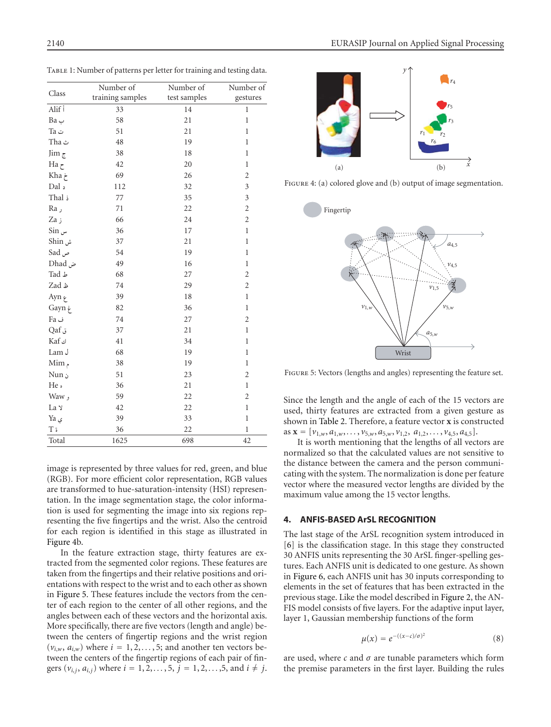Table 1: Number of patterns per letter for training and testing data.

| Class | Number of training samples | Number of test samples | Number of gestures |
|---|---|---|---|
| Alif أ | 33 | 14 | 1 |
| Ba ب | 58 | 21 | 1 |
| Ta ت | 51 | 21 | 1 |
| Tha ث | 48 | 19 | 1 |
| Jim ج | 38 | 18 | 1 |
| Ha ح | 42 | 20 | 1 |
| Kha خ | 69 | 26 | 2 |
| Dal د | 112 | 32 | 3 |
| Thal ذ | 77 | 35 | 3 |
| Ra ر | 71 | 22 | 2 |
| Za ز | 66 | 24 | 2 |
| Sin س | 36 | 17 | 1 |
| Shin ش | 37 | 21 | 1 |
| Sad ص | 54 | 19 | 1 |
| Dhad ض | 49 | 16 | 1 |
| Tad ط | 68 | 27 | 2 |
| Zad ظ | 74 | 29 | 2 |
| Ayn ع | 39 | 18 | 1 |
| Gayn غ | 82 | 36 | 1 |
| Fa ف | 74 | 27 | 2 |
| Qaf ق | 37 | 21 | 1 |
| Kaf ك | 41 | 34 | 1 |
| Lam ل | 68 | 19 | 1 |
| Mim م | 38 | 19 | 1 |
| Nun ن | 51 | 23 | 2 |
| He ه | 36 | 21 | 1 |
| Waw و | 59 | 22 | 2 |
| La لا | 42 | 22 | 1 |
| Ya ي | 39 | 33 | 1 |
| T ة | 36 | 22 | 1 |
| Total | 1625 | 698 | 42 |

image is represented by three values for red, green, and blue (RGB). For more efficient color representation, RGB values are transformed to hue-saturation-intensity (HSI) representation. In the image segmentation stage, the color information is used for segmenting the image into six regions representing the five fingertips and the wrist. Also the centroid for each region is identified in this stage as illustrated in Figure 4b.

In the feature extraction stage, thirty features are extracted from the segmented color regions. These features are taken from the fingertips and their relative positions and orientations with respect to the wrist and to each other as shown in Figure 5. These features include the vectors from the center of each region to the center of all other regions, and the angles between each of these vectors and the horizontal axis. More specifically, there are five vectors (length and angle) between the centers of fingertip regions and the wrist region ($v_{i,w}$, $a_{i,w}$) where $i = 1, 2, \ldots, 5$; and another ten vectors between the centers of the fingertip regions of each pair of fingers ($v_{i,j}$, $a_{i,j}$) where $i = 1, 2, \ldots, 5$, $j = 1, 2, \ldots, 5$, and $i \neq j$.

(a) (b)

Figure 4: (a) colored glove and (b) output of image segmentation.

Fingertip

Wrist

Figure 5: Vectors (lengths and angles) representing the feature set.

Since the length and the angle of each of the 15 vectors are used, thirty features are extracted from a given gesture as shown in Table 2. Therefore, a feature vector $\mathbf{x}$ is constructed as $\mathbf{x} = [v_{1,w}, a_{1,w}, \ldots, v_{5,w}, a_{5,w}, v_{1,2}, a_{1,2}, \ldots, v_{4,5}, a_{4,5}]$.

It is worth mentioning that the lengths of all vectors are normalized so that the calculated values are not sensitive to the distance between the camera and the person communicating with the system. The normalization is done per feature vector where the measured vector lengths are divided by the maximum value among the 15 vector lengths.

## 4. ANFIS-BASED ArSL RECOGNITION

The last stage of the ArSL recognition system introduced in [6] is the classification stage. In this stage they constructed 30 ANFIS units representing the 30 ArSL finger-spelling gestures. Each ANFIS unit is dedicated to one gesture. As shown in Figure 6, each ANFIS unit has 30 inputs corresponding to elements in the set of features that has been extracted in the previous stage. Like the model described in Figure 2, the ANFIS model consists of five layers. For the adaptive input layer, layer 1, Gaussian membership functions of the form

$$\mu(x) = e^{-((x-c)/\sigma)^2} \tag{8}$$

are used, where $c$ and $\sigma$ are tunable parameters which form the premise parameters in the first layer. Building the rules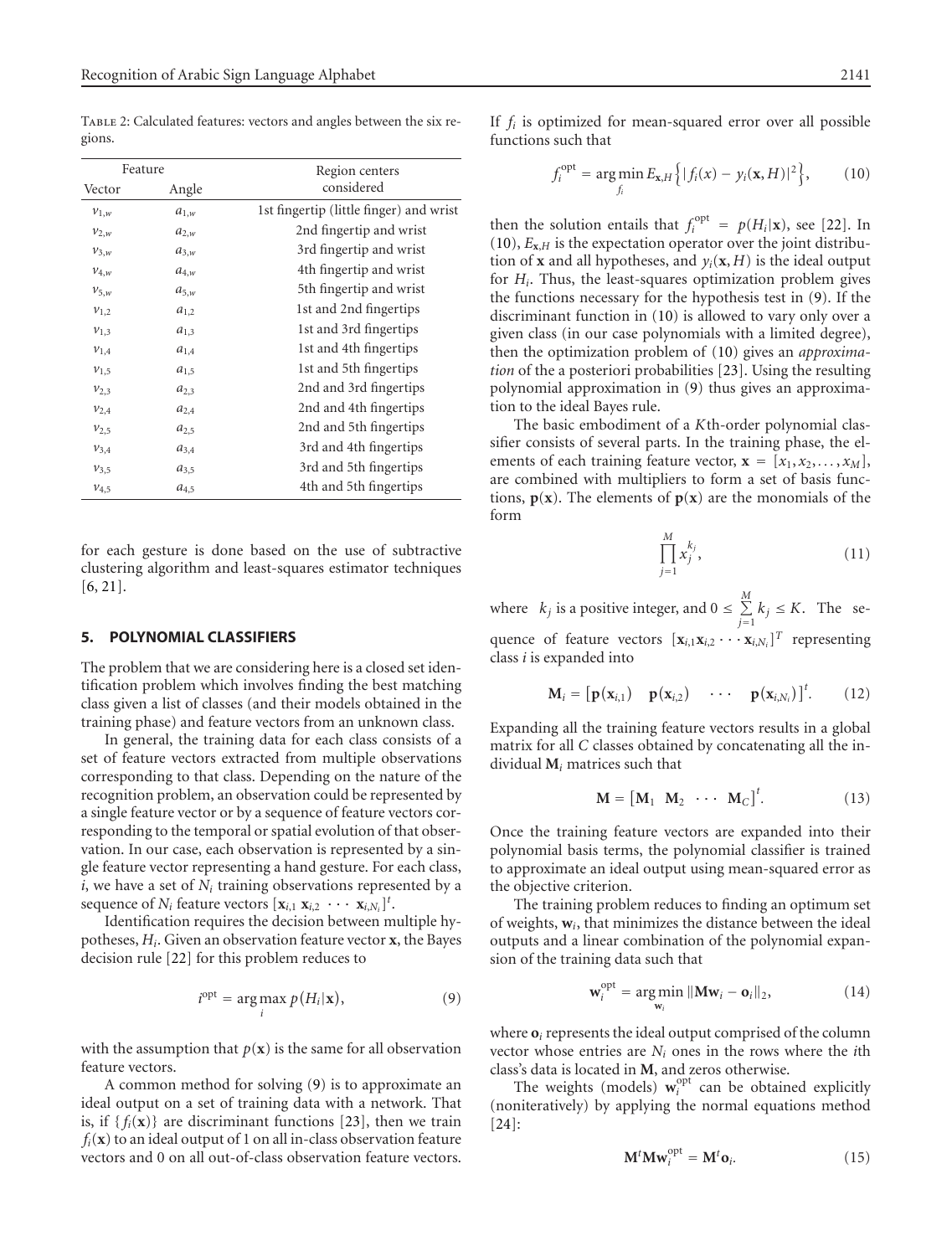Table 2: Calculated features: vectors and angles between the six regions.

| Feature | | Region centers considered |
|---|---|---|
| Vector | Angle | |
| $v_{1,w}$ | $a_{1,w}$ | 1st fingertip (little finger) and wrist |
| $v_{2,w}$ | $a_{2,w}$ | 2nd fingertip and wrist |
| $v_{3,w}$ | $a_{3,w}$ | 3rd fingertip and wrist |
| $v_{4,w}$ | $a_{4,w}$ | 4th fingertip and wrist |
| $v_{5,w}$ | $a_{5,w}$ | 5th fingertip and wrist |
| $v_{1,2}$ | $a_{1,2}$ | 1st and 2nd fingertips |
| $v_{1,3}$ | $a_{1,3}$ | 1st and 3rd fingertips |
| $v_{1,4}$ | $a_{1,4}$ | 1st and 4th fingertips |
| $v_{1,5}$ | $a_{1,5}$ | 1st and 5th fingertips |
| $v_{2,3}$ | $a_{2,3}$ | 2nd and 3rd fingertips |
| $v_{2,4}$ | $a_{2,4}$ | 2nd and 4th fingertips |
| $v_{2,5}$ | $a_{2,5}$ | 2nd and 5th fingertips |
| $v_{3,4}$ | $a_{3,4}$ | 3rd and 4th fingertips |
| $v_{3,5}$ | $a_{3,5}$ | 3rd and 5th fingertips |
| $v_{4,5}$ | $a_{4,5}$ | 4th and 5th fingertips |

for each gesture is done based on the use of subtractive clustering algorithm and least-squares estimator techniques [6, 21].

## 5. POLYNOMIAL CLASSIFIERS

The problem that we are considering here is a closed set identification problem which involves finding the best matching class given a list of classes (and their models obtained in the training phase) and feature vectors from an unknown class.

In general, the training data for each class consists of a set of feature vectors extracted from multiple observations corresponding to that class. Depending on the nature of the recognition problem, an observation could be represented by a single feature vector or by a sequence of feature vectors corresponding to the temporal or spatial evolution of that observation. In our case, each observation is represented by a single feature vector representing a hand gesture. For each class, $i$, we have a set of $N_i$ training observations represented by a sequence of $N_i$ feature vectors $[\mathbf{x}_{i,1}\ \mathbf{x}_{i,2}\ \cdots\ \mathbf{x}_{i,N_i}]^t$.

Identification requires the decision between multiple hypotheses, $H_i$. Given an observation feature vector $\mathbf{x}$, the Bayes decision rule [22] for this problem reduces to

$$i^{\text{opt}} = \arg\max_i p(H_i|\mathbf{x}), \tag{9}$$

with the assumption that $p(\mathbf{x})$ is the same for all observation feature vectors.

A common method for solving (9) is to approximate an ideal output on a set of training data with a network. That is, if $\{f_i(\mathbf{x})\}$ are discriminant functions [23], then we train $f_i(\mathbf{x})$ to an ideal output of 1 on all in-class observation feature vectors and 0 on all out-of-class observation feature vectors. If $f_i$ is optimized for mean-squared error over all possible functions such that

$$f_i^{\text{opt}} = \arg\min_{f_i} E_{\mathbf{x},H}\left\{|f_i(x) - y_i(\mathbf{x},H)|^2\right\}, \tag{10}$$

then the solution entails that $f_i^{\text{opt}} = p(H_i|\mathbf{x})$, see [22]. In (10), $E_{\mathbf{x},H}$ is the expectation operator over the joint distribution of $\mathbf{x}$ and all hypotheses, and $y_i(\mathbf{x},H)$ is the ideal output for $H_i$. Thus, the least-squares optimization problem gives the functions necessary for the hypothesis test in (9). If the discriminant function in (10) is allowed to vary only over a given class (in our case polynomials with a limited degree), then the optimization problem of (10) gives an *approximation* of the a posteriori probabilities [23]. Using the resulting polynomial approximation in (9) thus gives an approximation to the ideal Bayes rule.

The basic embodiment of a $K$th-order polynomial classifier consists of several parts. In the training phase, the elements of each training feature vector, $\mathbf{x} = [x_1, x_2, \dots, x_M]$, are combined with multipliers to form a set of basis functions, $\mathbf{p}(\mathbf{x})$. The elements of $\mathbf{p}(\mathbf{x})$ are the monomials of the form

$$\prod_{j=1}^{M} x_j^{k_j}, \tag{11}$$

where $k_j$ is a positive integer, and $0 \le \sum_{j=1}^{M} k_j \le K$. The sequence of feature vectors $[\mathbf{x}_{i,1}\mathbf{x}_{i,2}\cdots\mathbf{x}_{i,N_i}]^T$ representing class $i$ is expanded into

$$\mathbf{M}_i = \left[\mathbf{p}(\mathbf{x}_{i,1}) \quad \mathbf{p}(\mathbf{x}_{i,2}) \quad \cdots \quad \mathbf{p}(\mathbf{x}_{i,N_i})\right]^t. \tag{12}$$

Expanding all the training feature vectors results in a global matrix for all $C$ classes obtained by concatenating all the individual $\mathbf{M}_i$ matrices such that

$$\mathbf{M} = \left[\mathbf{M}_1 \ \ \mathbf{M}_2 \ \ \cdots \ \ \mathbf{M}_C\right]^t. \tag{13}$$

Once the training feature vectors are expanded into their polynomial basis terms, the polynomial classifier is trained to approximate an ideal output using mean-squared error as the objective criterion.

The training problem reduces to finding an optimum set of weights, $\mathbf{w}_i$, that minimizes the distance between the ideal outputs and a linear combination of the polynomial expansion of the training data such that

$$\mathbf{w}_i^{\text{opt}} = \arg\min_{\mathbf{w}_i} \|\mathbf{M}\mathbf{w}_i - \mathbf{o}_i\|_2, \tag{14}$$

where $\mathbf{o}_i$ represents the ideal output comprised of the column vector whose entries are $N_i$ ones in the rows where the $i$th class's data is located in $\mathbf{M}$, and zeros otherwise.

The weights (models) $\mathbf{w}_i^{\text{opt}}$ can be obtained explicitly (noniteratively) by applying the normal equations method [24]:

$$\mathbf{M}^t\mathbf{M}\mathbf{w}_i^{\text{opt}} = \mathbf{M}^t\mathbf{o}_i. \tag{15}$$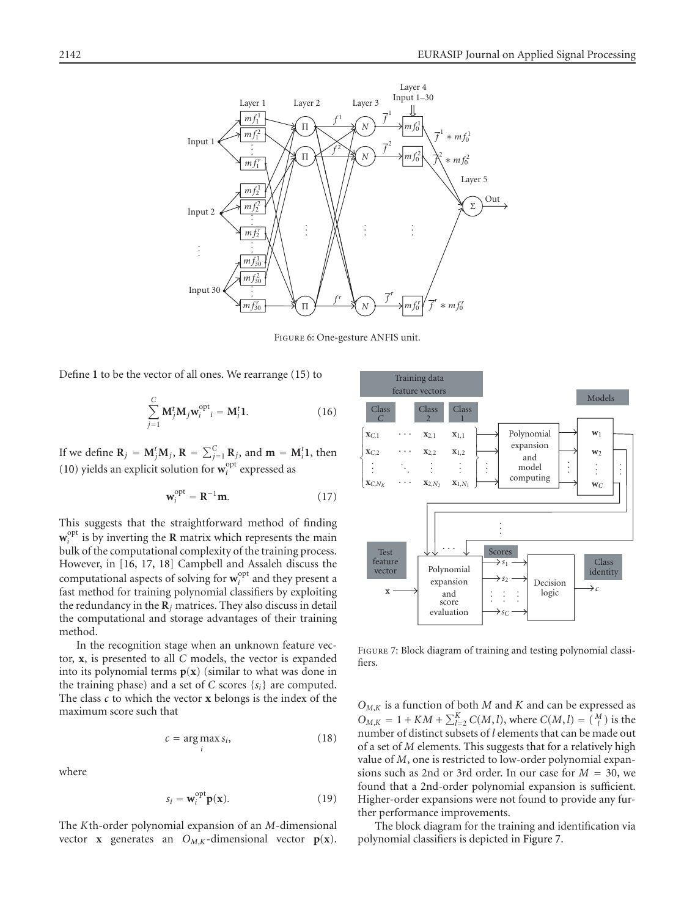Figure 6: One-gesture ANFIS unit.

Define **1** to be the vector of all ones. We rearrange (15) to

$$\sum_{j=1}^{C} \mathbf{M}_j^t \mathbf{M}_j \mathbf{w}_i^{\text{opt}} = \mathbf{M}_i^t \mathbf{1}. \quad (16)$$

If we define $\mathbf{R}_j = \mathbf{M}_j^t \mathbf{M}_j$, $\mathbf{R} = \sum_{j=1}^{C} \mathbf{R}_j$, and $\mathbf{m} = \mathbf{M}_i^t \mathbf{1}$, then (10) yields an explicit solution for $\mathbf{w}_i^{\text{opt}}$ expressed as

$$\mathbf{w}_i^{\text{opt}} = \mathbf{R}^{-1}\mathbf{m}. \quad (17)$$

This suggests that the straightforward method of finding $\mathbf{w}_i^{\text{opt}}$ is by inverting the $\mathbf{R}$ matrix which represents the main bulk of the computational complexity of the training process. However, in [16, 17, 18] Campbell and Assaleh discuss the computational aspects of solving for $\mathbf{w}_i^{\text{opt}}$ and they present a fast method for training polynomial classifiers by exploiting the redundancy in the $\mathbf{R}_j$ matrices. They also discuss in detail the computational and storage advantages of their training method.

In the recognition stage when an unknown feature vector, $\mathbf{x}$, is presented to all $C$ models, the vector is expanded into its polynomial terms $\mathbf{p}(\mathbf{x})$ (similar to what was done in the training phase) and a set of $C$ scores $\{s_i\}$ are computed. The class $c$ to which the vector $\mathbf{x}$ belongs is the index of the maximum score such that

$$c = \arg\max_i s_i, \quad (18)$$

where

$$s_i = \mathbf{w}_i^{\text{opt}^t} \mathbf{p}(\mathbf{x}). \quad (19)$$

The $K$th-order polynomial expansion of an $M$-dimensional vector $\mathbf{x}$ generates an $O_{M,K}$-dimensional vector $\mathbf{p}(\mathbf{x})$. $O_{M,K}$ is a function of both $M$ and $K$ and can be expressed as $O_{M,K} = 1 + KM + \sum_{l=2}^{K} C(M,l)$, where $C(M,l) = \binom{M}{l}$ is the number of distinct subsets of $l$ elements that can be made out of a set of $M$ elements. This suggests that for a relatively high value of $M$, one is restricted to low-order polynomial expansions such as 2nd or 3rd order. In our case for $M = 30$, we found that a 2nd-order polynomial expansion is sufficient. Higher-order expansions were not found to provide any further performance improvements.

The block diagram for the training and identification via polynomial classifiers is depicted in Figure 7.

Figure 7: Block diagram of training and testing polynomial classifiers.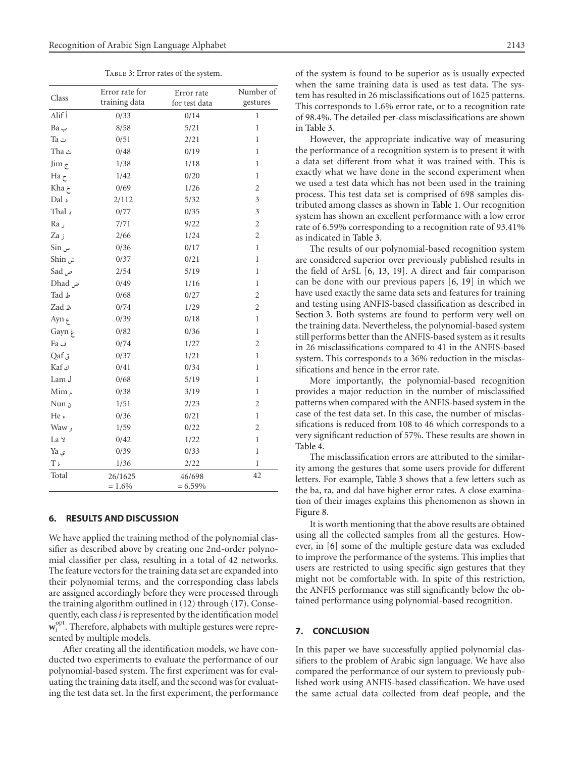Table 3: Error rates of the system.

| Class | Error rate for training data | Error rate for test data | Number of gestures |
|---|---|---|---|
| Alif أ | 0/33 | 0/14 | 1 |
| Ba ب | 8/58 | 5/21 | 1 |
| Ta ت | 0/51 | 2/21 | 1 |
| Tha ث | 0/48 | 0/19 | 1 |
| Jim ج | 1/38 | 1/18 | 1 |
| Ha ح | 1/42 | 0/20 | 1 |
| Kha خ | 0/69 | 1/26 | 2 |
| Dal د | 2/112 | 5/32 | 3 |
| Thal ذ | 0/77 | 0/35 | 3 |
| Ra ر | 7/71 | 9/22 | 2 |
| Za ز | 2/66 | 1/24 | 2 |
| Sin س | 0/36 | 0/17 | 1 |
| Shin ش | 0/37 | 0/21 | 1 |
| Sad ص | 2/54 | 5/19 | 1 |
| Dhad ض | 0/49 | 1/16 | 1 |
| Tad ط | 0/68 | 0/27 | 2 |
| Zad ظ | 0/74 | 1/29 | 2 |
| Ayn ع | 0/39 | 0/18 | 1 |
| Gayn غ | 0/82 | 0/36 | 1 |
| Fa ف | 0/74 | 1/27 | 2 |
| Qaf ق | 0/37 | 1/21 | 1 |
| Kaf ك | 0/41 | 0/34 | 1 |
| Lam ل | 0/68 | 5/19 | 1 |
| Mim م | 0/38 | 3/19 | 1 |
| Nun ن | 1/51 | 2/23 | 2 |
| He ه | 0/36 | 0/21 | 1 |
| Waw و | 1/59 | 0/22 | 2 |
| La لا | 0/42 | 1/22 | 1 |
| Ya ي | 0/39 | 0/33 | 1 |
| T ة | 1/36 | 2/22 | 1 |
| Total | 26/1625 = 1.6% | 46/698 = 6.59% | 42 |

## 6. RESULTS AND DISCUSSION

We have applied the training method of the polynomial classifier as described above by creating one 2nd-order polynomial classifier per class, resulting in a total of 42 networks. The feature vectors for the training data set are expanded into their polynomial terms, and the corresponding class labels are assigned accordingly before they were processed through the training algorithm outlined in (12) through (17). Consequently, each class $i$ is represented by the identification model $\mathbf{w}_i^{\text{opt}}$. Therefore, alphabets with multiple gestures were represented by multiple models.

After creating all the identification models, we have conducted two experiments to evaluate the performance of our polynomial-based system. The first experiment was for evaluating the training data itself, and the second was for evaluating the test data set. In the first experiment, the performance of the system is found to be superior as is usually expected when the same training data is used as test data. The system has resulted in 26 misclassifications out of 1625 patterns. This corresponds to 1.6% error rate, or to a recognition rate of 98.4%. The detailed per-class misclassifications are shown in Table 3.

However, the appropriate indicative way of measuring the performance of a recognition system is to present it with a data set different from what it was trained with. This is exactly what we have done in the second experiment when we used a test data which has not been used in the training process. This test data set is comprised of 698 samples distributed among classes as shown in Table 1. Our recognition system has shown an excellent performance with a low error rate of 6.59% corresponding to a recognition rate of 93.41% as indicated in Table 3.

The results of our polynomial-based recognition system are considered superior over previously published results in the field of ArSL [6, 13, 19]. A direct and fair comparison can be done with our previous papers [6, 19] in which we have used exactly the same data sets and features for training and testing using ANFIS-based classification as described in Section 3. Both systems are found to perform very well on the training data. Nevertheless, the polynomial-based system still performs better than the ANFIS-based system as it results in 26 misclassifications compared to 41 in the ANFIS-based system. This corresponds to a 36% reduction in the misclassifications and hence in the error rate.

More importantly, the polynomial-based recognition provides a major reduction in the number of misclassified patterns when compared with the ANFIS-based system in the case of the test data set. In this case, the number of misclassifications is reduced from 108 to 46 which corresponds to a very significant reduction of 57%. These results are shown in Table 4.

The misclassification errors are attributed to the similarity among the gestures that some users provide for different letters. For example, Table 3 shows that a few letters such as the ba, ra, and dal have higher error rates. A close examination of their images explains this phenomenon as shown in Figure 8.

It is worth mentioning that the above results are obtained using all the collected samples from all the gestures. However, in [6] some of the multiple gesture data was excluded to improve the performance of the systems. This implies that users are restricted to using specific sign gestures that they might not be comfortable with. In spite of this restriction, the ANFIS performance was still significantly below the obtained performance using polynomial-based recognition.

## 7. CONCLUSION

In this paper we have successfully applied polynomial classifiers to the problem of Arabic sign language. We have also compared the performance of our system to previously published work using ANFIS-based classification. We have used the same actual data collected from deaf people, and the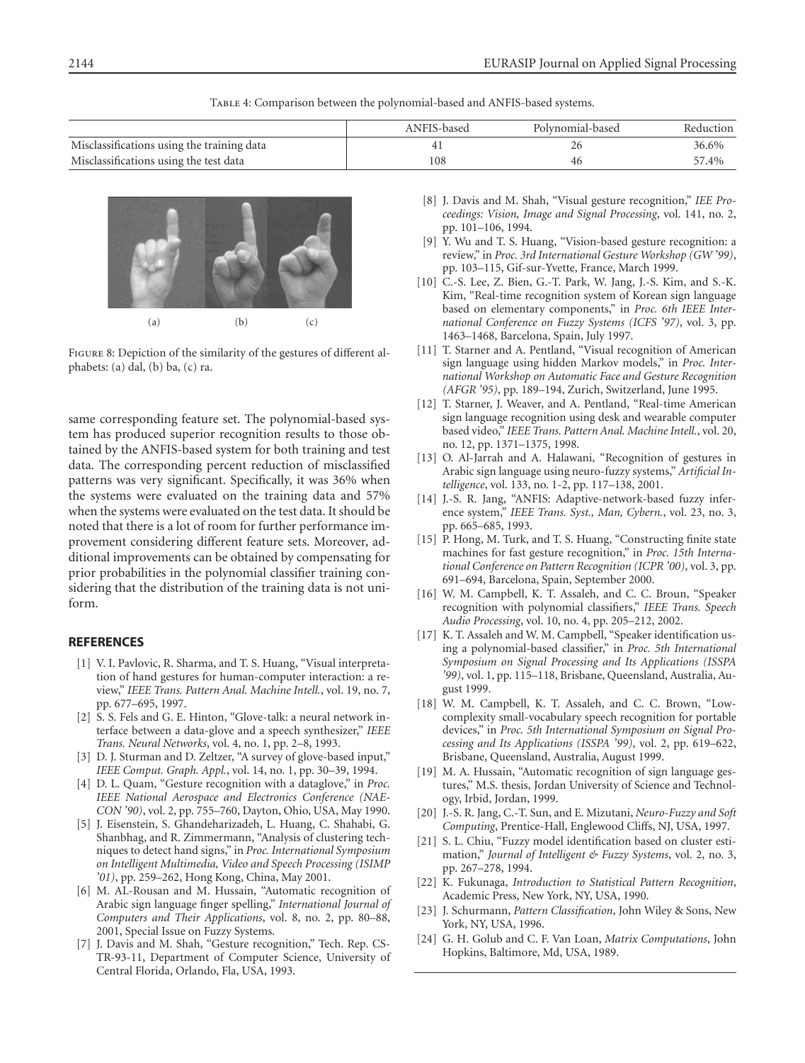Table 4: Comparison between the polynomial-based and ANFIS-based systems.

| | ANFIS-based | Polynomial-based | Reduction |
|---|---|---|---|
| Misclassifications using the training data | 41 | 26 | 36.6% |
| Misclassifications using the test data | 108 | 46 | 57.4% |

(a) (b) (c)

Figure 8: Depiction of the similarity of the gestures of different alphabets: (a) dal, (b) ba, (c) ra.

same corresponding feature set. The polynomial-based system has produced superior recognition results to those obtained by the ANFIS-based system for both training and test data. The corresponding percent reduction of misclassified patterns was very significant. Specifically, it was 36% when the systems were evaluated on the training data and 57% when the systems were evaluated on the test data. It should be noted that there is a lot of room for further performance improvement considering different feature sets. Moreover, additional improvements can be obtained by compensating for prior probabilities in the polynomial classifier training considering that the distribution of the training data is not uniform.

## REFERENCES

[1] V. I. Pavlovic, R. Sharma, and T. S. Huang, "Visual interpretation of hand gestures for human-computer interaction: a review," *IEEE Trans. Pattern Anal. Machine Intell.*, vol. 19, no. 7, pp. 677–695, 1997.

[2] S. S. Fels and G. E. Hinton, "Glove-talk: a neural network interface between a data-glove and a speech synthesizer," *IEEE Trans. Neural Networks*, vol. 4, no. 1, pp. 2–8, 1993.

[3] D. J. Sturman and D. Zeltzer, "A survey of glove-based input," *IEEE Comput. Graph. Appl.*, vol. 14, no. 1, pp. 30–39, 1994.

[4] D. L. Quam, "Gesture recognition with a dataglove," in *Proc. IEEE National Aerospace and Electronics Conference (NAECON '90)*, vol. 2, pp. 755–760, Dayton, Ohio, USA, May 1990.

[5] J. Eisenstein, S. Ghandeharizadeh, L. Huang, C. Shahabi, G. Shanbhag, and R. Zimmermann, "Analysis of clustering techniques to detect hand signs," in *Proc. International Symposium on Intelligent Multimedia, Video and Speech Processing (ISIMP '01)*, pp. 259–262, Hong Kong, China, May 2001.

[6] M. AL-Rousan and M. Hussain, "Automatic recognition of Arabic sign language finger spelling," *International Journal of Computers and Their Applications*, vol. 8, no. 2, pp. 80–88, 2001, Special Issue on Fuzzy Systems.

[7] J. Davis and M. Shah, "Gesture recognition," Tech. Rep. CS-TR-93-11, Department of Computer Science, University of Central Florida, Orlando, Fla, USA, 1993.

[8] J. Davis and M. Shah, "Visual gesture recognition," *IEE Proceedings: Vision, Image and Signal Processing*, vol. 141, no. 2, pp. 101–106, 1994.

[9] Y. Wu and T. S. Huang, "Vision-based gesture recognition: a review," in *Proc. 3rd International Gesture Workshop (GW '99)*, pp. 103–115, Gif-sur-Yvette, France, March 1999.

[10] C.-S. Lee, Z. Bien, G.-T. Park, W. Jang, J.-S. Kim, and S.-K. Kim, "Real-time recognition system of Korean sign language based on elementary components," in *Proc. 6th IEEE International Conference on Fuzzy Systems (ICFS '97)*, vol. 3, pp. 1463–1468, Barcelona, Spain, July 1997.

[11] T. Starner and A. Pentland, "Visual recognition of American sign language using hidden Markov models," in *Proc. International Workshop on Automatic Face and Gesture Recognition (AFGR '95)*, pp. 189–194, Zurich, Switzerland, June 1995.

[12] T. Starner, J. Weaver, and A. Pentland, "Real-time American sign language recognition using desk and wearable computer based video," *IEEE Trans. Pattern Anal. Machine Intell.*, vol. 20, no. 12, pp. 1371–1375, 1998.

[13] O. Al-Jarrah and A. Halawani, "Recognition of gestures in Arabic sign language using neuro-fuzzy systems," *Artificial Intelligence*, vol. 133, no. 1-2, pp. 117–138, 2001.

[14] J.-S. R. Jang, "ANFIS: Adaptive-network-based fuzzy inference system," *IEEE Trans. Syst., Man, Cybern.*, vol. 23, no. 3, pp. 665–685, 1993.

[15] P. Hong, M. Turk, and T. S. Huang, "Constructing finite state machines for fast gesture recognition," in *Proc. 15th International Conference on Pattern Recognition (ICPR '00)*, vol. 3, pp. 691–694, Barcelona, Spain, September 2000.

[16] W. M. Campbell, K. T. Assaleh, and C. C. Broun, "Speaker recognition with polynomial classifiers," *IEEE Trans. Speech Audio Processing*, vol. 10, no. 4, pp. 205–212, 2002.

[17] K. T. Assaleh and W. M. Campbell, "Speaker identification using a polynomial-based classifier," in *Proc. 5th International Symposium on Signal Processing and Its Applications (ISSPA '99)*, vol. 1, pp. 115–118, Brisbane, Queensland, Australia, August 1999.

[18] W. M. Campbell, K. T. Assaleh, and C. C. Brown, "Low-complexity small-vocabulary speech recognition for portable devices," in *Proc. 5th International Symposium on Signal Processing and Its Applications (ISSPA '99)*, vol. 2, pp. 619–622, Brisbane, Queensland, Australia, August 1999.

[19] M. A. Hussain, "Automatic recognition of sign language gestures," M.S. thesis, Jordan University of Science and Technology, Irbid, Jordan, 1999.

[20] J.-S. R. Jang, C.-T. Sun, and E. Mizutani, *Neuro-Fuzzy and Soft Computing*, Prentice-Hall, Englewood Cliffs, NJ, USA, 1997.

[21] S. L. Chiu, "Fuzzy model identification based on cluster estimation," *Journal of Intelligent & Fuzzy Systems*, vol. 2, no. 3, pp. 267–278, 1994.

[22] K. Fukunaga, *Introduction to Statistical Pattern Recognition*, Academic Press, New York, NY, USA, 1990.

[23] J. Schurmann, *Pattern Classification*, John Wiley & Sons, New York, NY, USA, 1996.

[24] G. H. Golub and C. F. Van Loan, *Matrix Computations*, John Hopkins, Baltimore, Md, USA, 1989.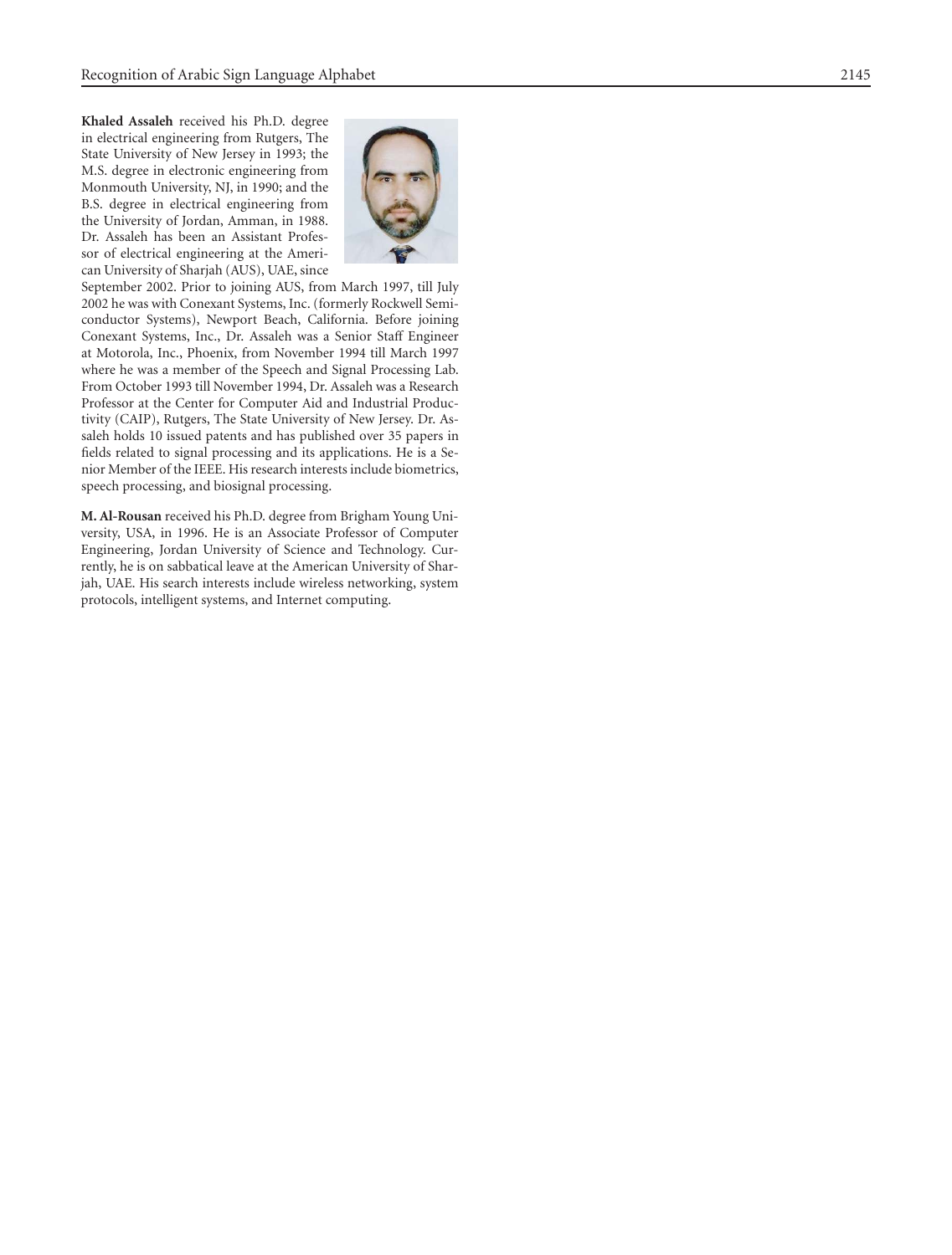**Khaled Assaleh** received his Ph.D. degree in electrical engineering from Rutgers, The State University of New Jersey in 1993; the M.S. degree in electronic engineering from Monmouth University, NJ, in 1990; and the B.S. degree in electrical engineering from the University of Jordan, Amman, in 1988. Dr. Assaleh has been an Assistant Professor of electrical engineering at the American University of Sharjah (AUS), UAE, since September 2002. Prior to joining AUS, from March 1997, till July 2002 he was with Conexant Systems, Inc. (formerly Rockwell Semiconductor Systems), Newport Beach, California. Before joining Conexant Systems, Inc., Dr. Assaleh was a Senior Staff Engineer at Motorola, Inc., Phoenix, from November 1994 till March 1997 where he was a member of the Speech and Signal Processing Lab. From October 1993 till November 1994, Dr. Assaleh was a Research Professor at the Center for Computer Aid and Industrial Productivity (CAIP), Rutgers, The State University of New Jersey. Dr. Assaleh holds 10 issued patents and has published over 35 papers in fields related to signal processing and its applications. He is a Senior Member of the IEEE. His research interests include biometrics, speech processing, and biosignal processing.

**M. Al-Rousan** received his Ph.D. degree from Brigham Young University, USA, in 1996. He is an Associate Professor of Computer Engineering, Jordan University of Science and Technology. Currently, he is on sabbatical leave at the American University of Sharjah, UAE. His search interests include wireless networking, system protocols, intelligent systems, and Internet computing.